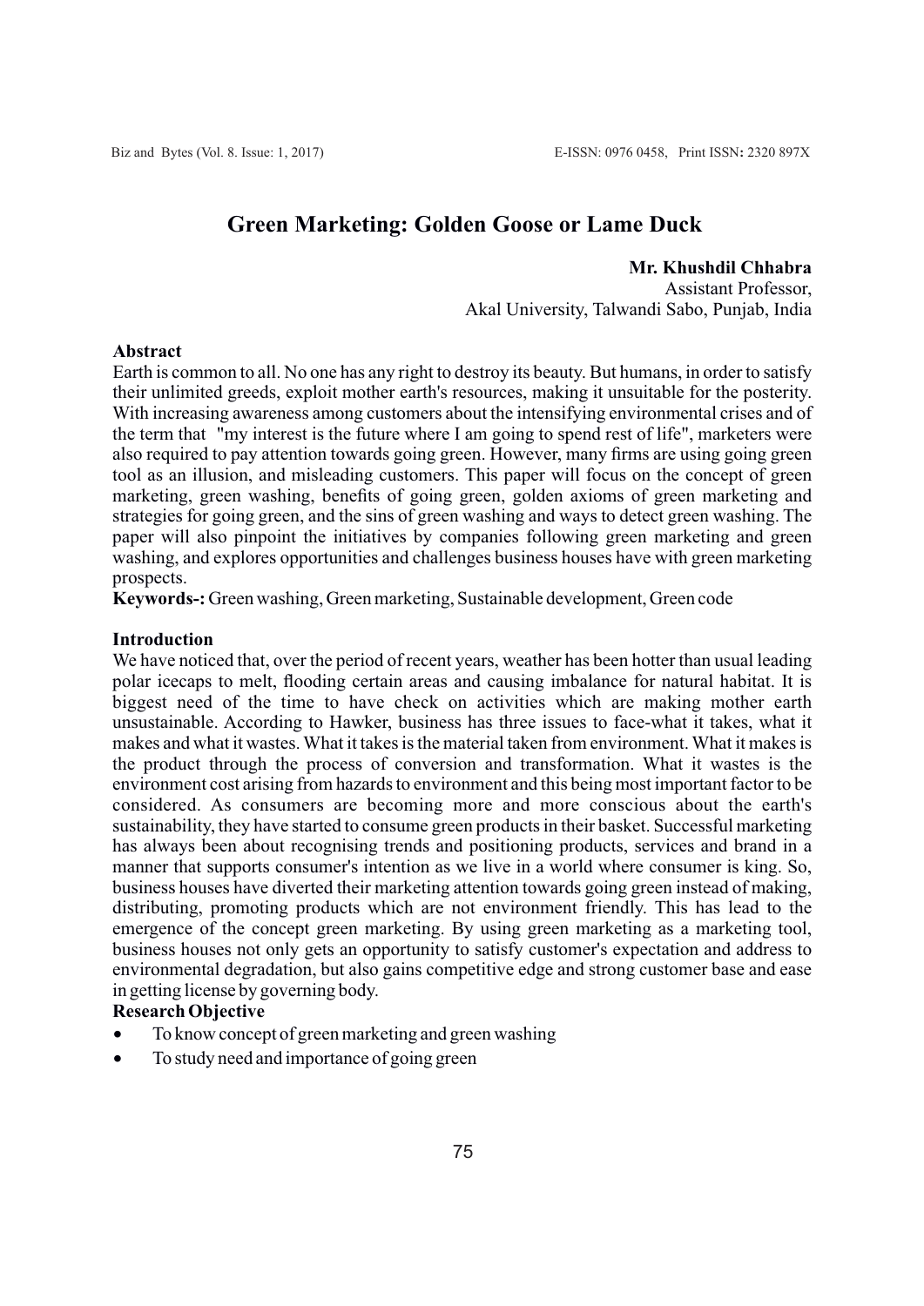# Green Marketing: Golden Goose or Lame Duck

**Mr. Khushdil Chhabra**
Assistant Professor,
Akal University, Talwandi Sabo, Punjab, India

## Abstract

Earth is common to all. No one has any right to destroy its beauty. But humans, in order to satisfy their unlimited greeds, exploit mother earth's resources, making it unsuitable for the posterity. With increasing awareness among customers about the intensifying environmental crises and of the term that "my interest is the future where I am going to spend rest of life", marketers were also required to pay attention towards going green. However, many firms are using going green tool as an illusion, and misleading customers. This paper will focus on the concept of green marketing, green washing, benefits of going green, golden axioms of green marketing and strategies for going green, and the sins of green washing and ways to detect green washing. The paper will also pinpoint the initiatives by companies following green marketing and green washing, and explores opportunities and challenges business houses have with green marketing prospects.

**Keywords-:** Green washing, Green marketing, Sustainable development, Green code

## Introduction

We have noticed that, over the period of recent years, weather has been hotter than usual leading polar icecaps to melt, flooding certain areas and causing imbalance for natural habitat. It is biggest need of the time to have check on activities which are making mother earth unsustainable. According to Hawker, business has three issues to face-what it takes, what it makes and what it wastes. What it takes is the material taken from environment. What it makes is the product through the process of conversion and transformation. What it wastes is the environment cost arising from hazards to environment and this being most important factor to be considered. As consumers are becoming more and more conscious about the earth's sustainability, they have started to consume green products in their basket. Successful marketing has always been about recognising trends and positioning products, services and brand in a manner that supports consumer's intention as we live in a world where consumer is king. So, business houses have diverted their marketing attention towards going green instead of making, distributing, promoting products which are not environment friendly. This has lead to the emergence of the concept green marketing. By using green marketing as a marketing tool, business houses not only gets an opportunity to satisfy customer's expectation and address to environmental degradation, but also gains competitive edge and strong customer base and ease in getting license by governing body.

## Research Objective

- To know concept of green marketing and green washing
- To study need and importance of going green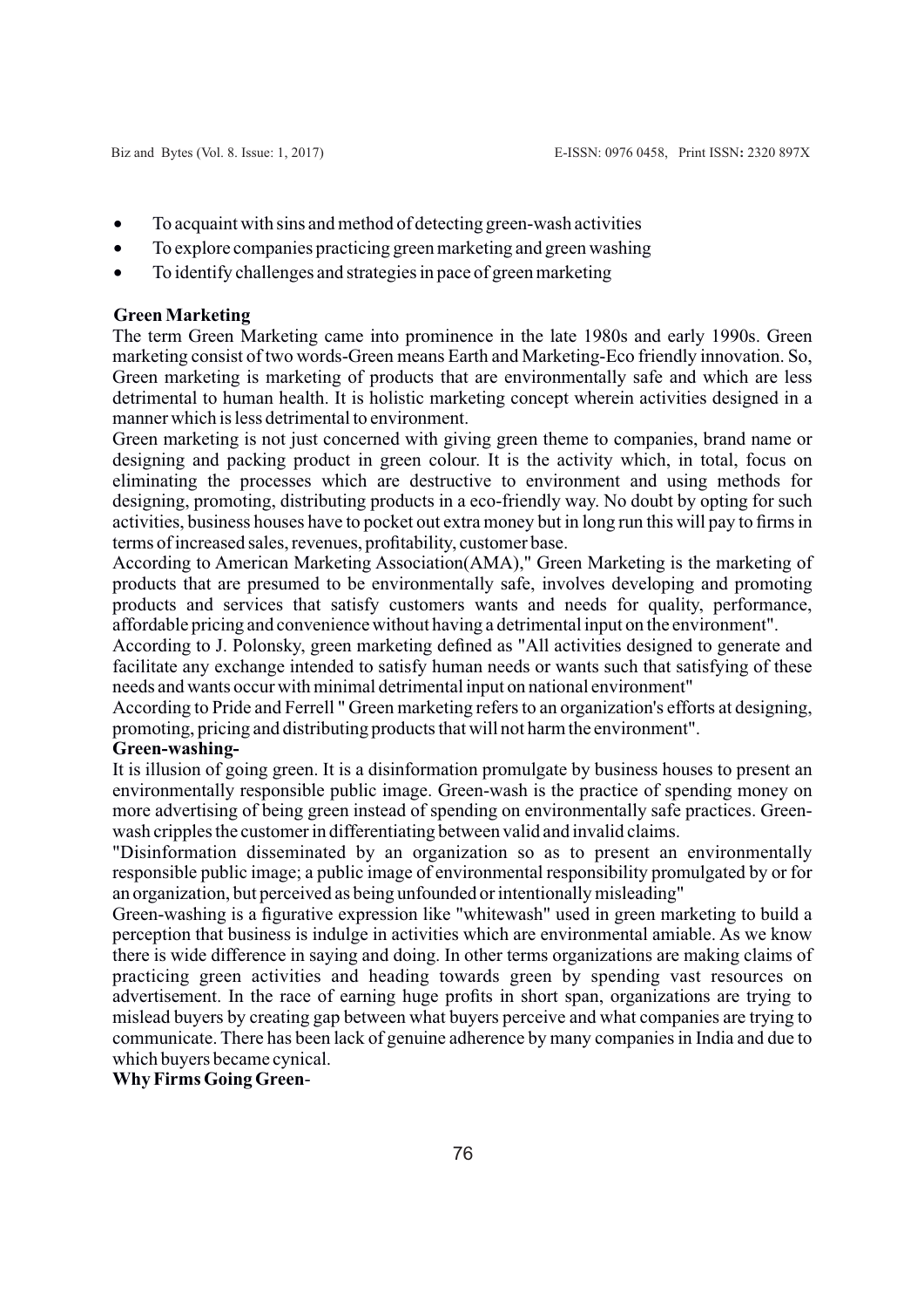- To acquaint with sins and method of detecting green-wash activities
- To explore companies practicing green marketing and green washing
- To identify challenges and strategies in pace of green marketing

**Green Marketing**

The term Green Marketing came into prominence in the late 1980s and early 1990s. Green marketing consist of two words-Green means Earth and Marketing-Eco friendly innovation. So, Green marketing is marketing of products that are environmentally safe and which are less detrimental to human health. It is holistic marketing concept wherein activities designed in a manner which is less detrimental to environment.

Green marketing is not just concerned with giving green theme to companies, brand name or designing and packing product in green colour. It is the activity which, in total, focus on eliminating the processes which are destructive to environment and using methods for designing, promoting, distributing products in a eco-friendly way. No doubt by opting for such activities, business houses have to pocket out extra money but in long run this will pay to firms in terms of increased sales, revenues, profitability, customer base.

According to American Marketing Association(AMA)," Green Marketing is the marketing of products that are presumed to be environmentally safe, involves developing and promoting products and services that satisfy customers wants and needs for quality, performance, affordable pricing and convenience without having a detrimental input on the environment".

According to J. Polonsky, green marketing defined as "All activities designed to generate and facilitate any exchange intended to satisfy human needs or wants such that satisfying of these needs and wants occur with minimal detrimental input on national environment"

According to Pride and Ferrell " Green marketing refers to an organization's efforts at designing, promoting, pricing and distributing products that will not harm the environment".

**Green-washing-**

It is illusion of going green. It is a disinformation promulgate by business houses to present an environmentally responsible public image. Green-wash is the practice of spending money on more advertising of being green instead of spending on environmentally safe practices. Green-wash cripples the customer in differentiating between valid and invalid claims.

"Disinformation disseminated by an organization so as to present an environmentally responsible public image; a public image of environmental responsibility promulgated by or for an organization, but perceived as being unfounded or intentionally misleading"

Green-washing is a figurative expression like "whitewash" used in green marketing to build a perception that business is indulge in activities which are environmental amiable. As we know there is wide difference in saying and doing. In other terms organizations are making claims of practicing green activities and heading towards green by spending vast resources on advertisement. In the race of earning huge profits in short span, organizations are trying to mislead buyers by creating gap between what buyers perceive and what companies are trying to communicate. There has been lack of genuine adherence by many companies in India and due to which buyers became cynical.

**Why Firms Going Green**-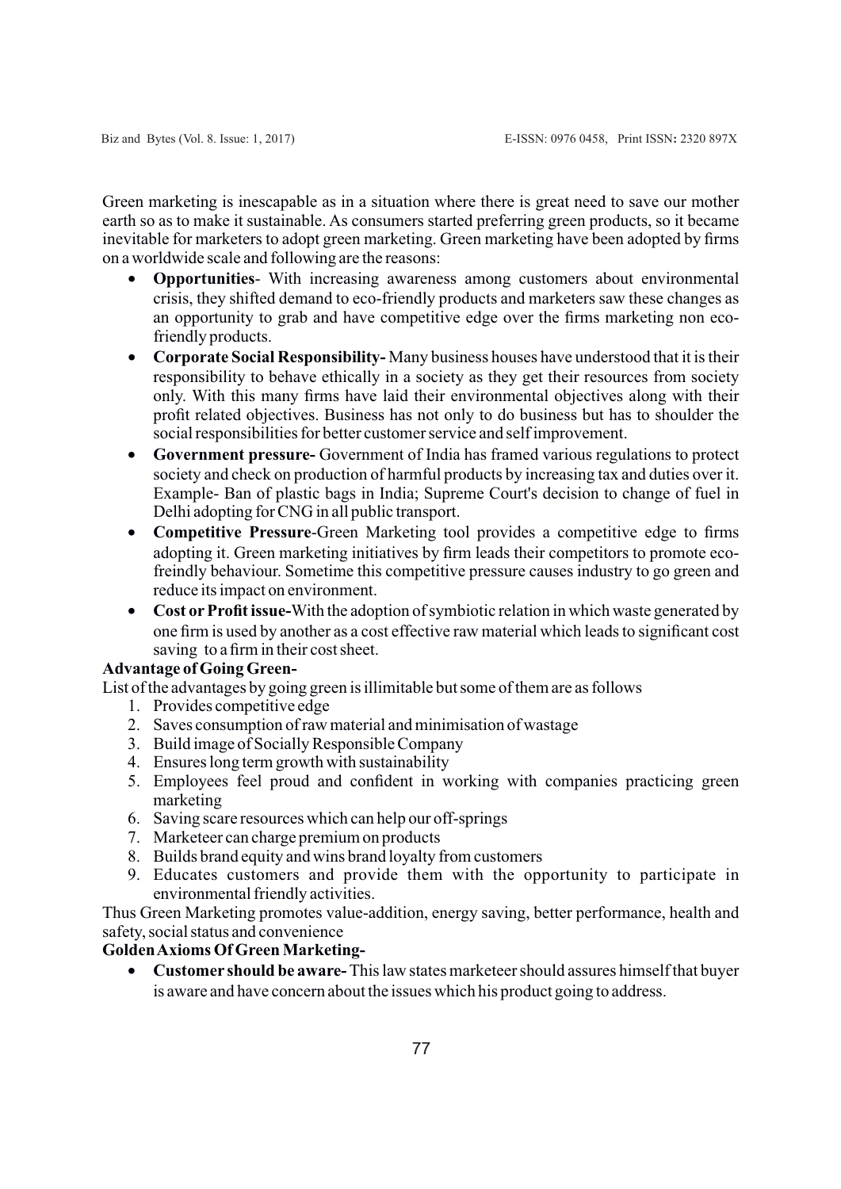Green marketing is inescapable as in a situation where there is great need to save our mother earth so as to make it sustainable. As consumers started preferring green products, so it became inevitable for marketers to adopt green marketing. Green marketing have been adopted by firms on a worldwide scale and following are the reasons:

- **Opportunities**- With increasing awareness among customers about environmental crisis, they shifted demand to eco-friendly products and marketers saw these changes as an opportunity to grab and have competitive edge over the firms marketing non eco-friendly products.
- **Corporate Social Responsibility-** Many business houses have understood that it is their responsibility to behave ethically in a society as they get their resources from society only. With this many firms have laid their environmental objectives along with their profit related objectives. Business has not only to do business but has to shoulder the social responsibilities for better customer service and self improvement.
- **Government pressure-** Government of India has framed various regulations to protect society and check on production of harmful products by increasing tax and duties over it. Example- Ban of plastic bags in India; Supreme Court's decision to change of fuel in Delhi adopting for CNG in all public transport.
- **Competitive Pressure**-Green Marketing tool provides a competitive edge to firms adopting it. Green marketing initiatives by firm leads their competitors to promote eco-freindly behaviour. Sometime this competitive pressure causes industry to go green and reduce its impact on environment.
- **Cost or Profit issue-**With the adoption of symbiotic relation in which waste generated by one firm is used by another as a cost effective raw material which leads to significant cost saving to a firm in their cost sheet.

**Advantage of Going Green-**

List of the advantages by going green is illimitable but some of them are as follows

1. Provides competitive edge
2. Saves consumption of raw material and minimisation of wastage
3. Build image of Socially Responsible Company
4. Ensures long term growth with sustainability
5. Employees feel proud and confident in working with companies practicing green marketing
6. Saving scare resources which can help our off-springs
7. Marketeer can charge premium on products
8. Builds brand equity and wins brand loyalty from customers
9. Educates customers and provide them with the opportunity to participate in environmental friendly activities.

Thus Green Marketing promotes value-addition, energy saving, better performance, health and safety, social status and convenience

**Golden Axioms Of Green Marketing-**

- **Customer should be aware-** This law states marketeer should assures himself that buyer is aware and have concern about the issues which his product going to address.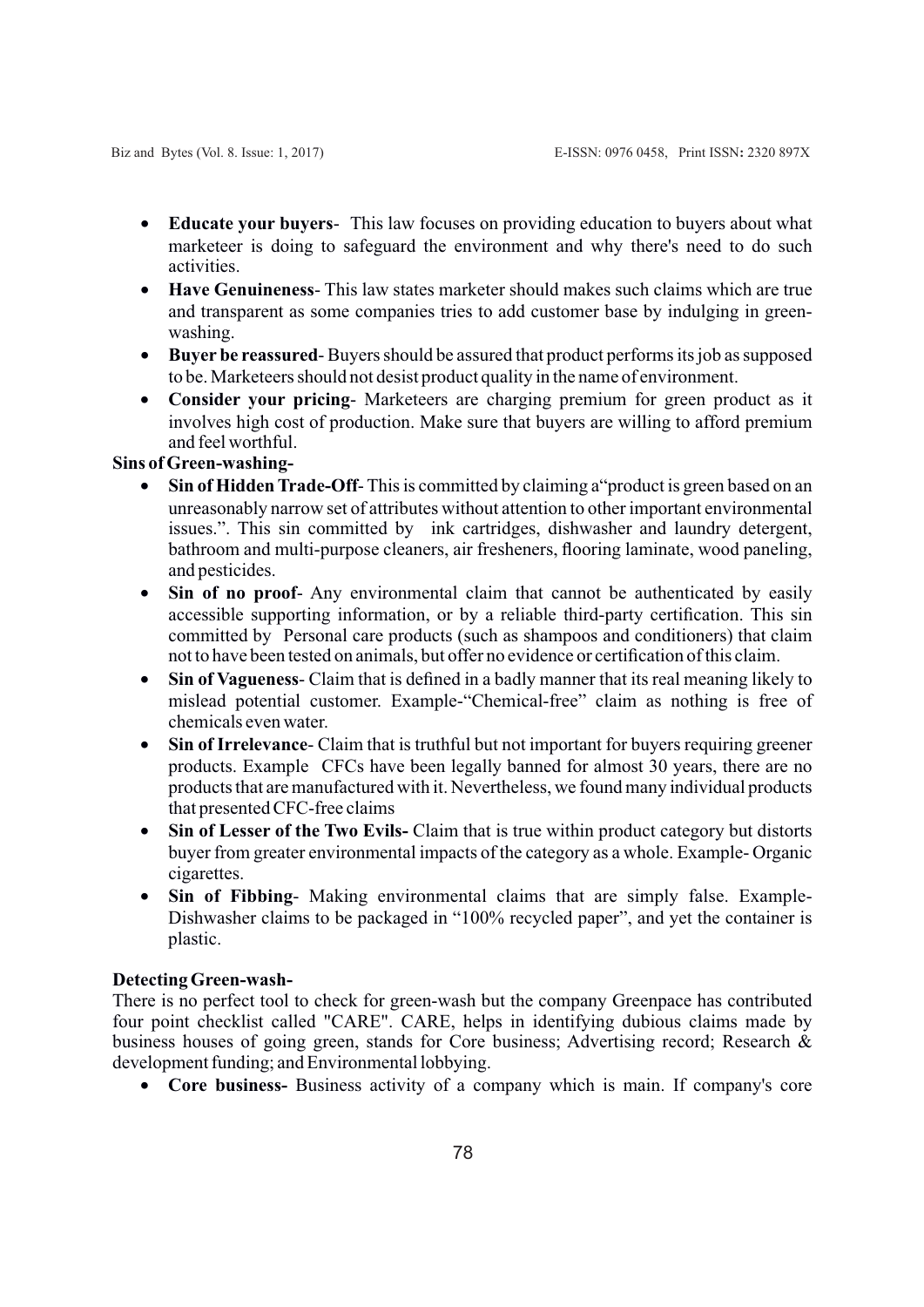- **Educate your buyers**- This law focuses on providing education to buyers about what marketeer is doing to safeguard the environment and why there's need to do such activities.
- **Have Genuineness**- This law states marketer should makes such claims which are true and transparent as some companies tries to add customer base by indulging in green-washing.
- **Buyer be reassured**- Buyers should be assured that product performs its job as supposed to be. Marketeers should not desist product quality in the name of environment.
- **Consider your pricing**- Marketeers are charging premium for green product as it involves high cost of production. Make sure that buyers are willing to afford premium and feel worthful.

**Sins of Green-washing-**

- **Sin of Hidden Trade-Off**- This is committed by claiming a"product is green based on an unreasonably narrow set of attributes without attention to other important environmental issues.". This sin committed by ink cartridges, dishwasher and laundry detergent, bathroom and multi-purpose cleaners, air fresheners, flooring laminate, wood paneling, and pesticides.
- **Sin of no proof**- Any environmental claim that cannot be authenticated by easily accessible supporting information, or by a reliable third-party certification. This sin committed by Personal care products (such as shampoos and conditioners) that claim not to have been tested on animals, but offer no evidence or certification of this claim.
- **Sin of Vagueness**- Claim that is defined in a badly manner that its real meaning likely to mislead potential customer. Example-"Chemical-free" claim as nothing is free of chemicals even water.
- **Sin of Irrelevance**- Claim that is truthful but not important for buyers requiring greener products. Example CFCs have been legally banned for almost 30 years, there are no products that are manufactured with it. Nevertheless, we found many individual products that presented CFC-free claims
- **Sin of Lesser of the Two Evils-** Claim that is true within product category but distorts buyer from greater environmental impacts of the category as a whole. Example- Organic cigarettes.
- **Sin of Fibbing**- Making environmental claims that are simply false. Example- Dishwasher claims to be packaged in "100% recycled paper", and yet the container is plastic.

**Detecting Green-wash-**

There is no perfect tool to check for green-wash but the company Greenpace has contributed four point checklist called "CARE". CARE, helps in identifying dubious claims made by business houses of going green, stands for Core business; Advertising record; Research & development funding; and Environmental lobbying.

- **Core business-** Business activity of a company which is main. If company's core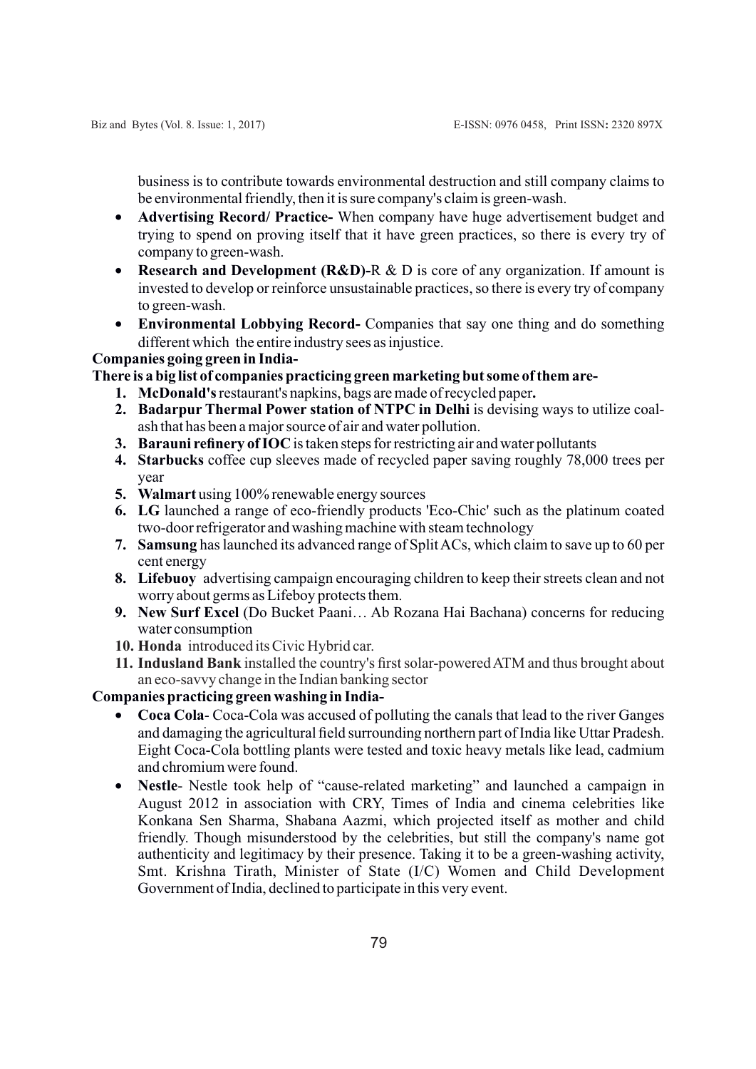business is to contribute towards environmental destruction and still company claims to be environmental friendly, then it is sure company's claim is green-wash.

- **Advertising Record/ Practice-** When company have huge advertisement budget and trying to spend on proving itself that it have green practices, so there is every try of company to green-wash.
- **Research and Development (R&D)-**R & D is core of any organization. If amount is invested to develop or reinforce unsustainable practices, so there is every try of company to green-wash.
- **Environmental Lobbying Record-** Companies that say one thing and do something different which the entire industry sees as injustice.

**Companies going green in India-**

**There is a big list of companies practicing green marketing but some of them are-**

1. **McDonald's** restaurant's napkins, bags are made of recycled paper**.**
2. **Badarpur Thermal Power station of NTPC in Delhi** is devising ways to utilize coal-ash that has been a major source of air and water pollution.
3. **Barauni refinery of IOC** is taken steps for restricting air and water pollutants
4. **Starbucks** coffee cup sleeves made of recycled paper saving roughly 78,000 trees per year
5. **Walmart** using 100% renewable energy sources
6. **LG** launched a range of eco-friendly products 'Eco-Chic' such as the platinum coated two-door refrigerator and washing machine with steam technology
7. **Samsung** has launched its advanced range of Split ACs, which claim to save up to 60 per cent energy
8. **Lifebuoy** advertising campaign encouraging children to keep their streets clean and not worry about germs as Lifeboy protects them.
9. **New Surf Excel** (Do Bucket Paani… Ab Rozana Hai Bachana) concerns for reducing water consumption
10. **Honda** introduced its Civic Hybrid car.
11. **Indusland Bank** installed the country's first solar-powered ATM and thus brought about an eco-savvy change in the Indian banking sector

**Companies practicing green washing in India-**

- **Coca Cola**- Coca-Cola was accused of polluting the canals that lead to the river Ganges and damaging the agricultural field surrounding northern part of India like Uttar Pradesh. Eight Coca-Cola bottling plants were tested and toxic heavy metals like lead, cadmium and chromium were found.
- **Nestle**- Nestle took help of "cause-related marketing" and launched a campaign in August 2012 in association with CRY, Times of India and cinema celebrities like Konkana Sen Sharma, Shabana Aazmi, which projected itself as mother and child friendly. Though misunderstood by the celebrities, but still the company's name got authenticity and legitimacy by their presence. Taking it to be a green-washing activity, Smt. Krishna Tirath, Minister of State (I/C) Women and Child Development Government of India, declined to participate in this very event.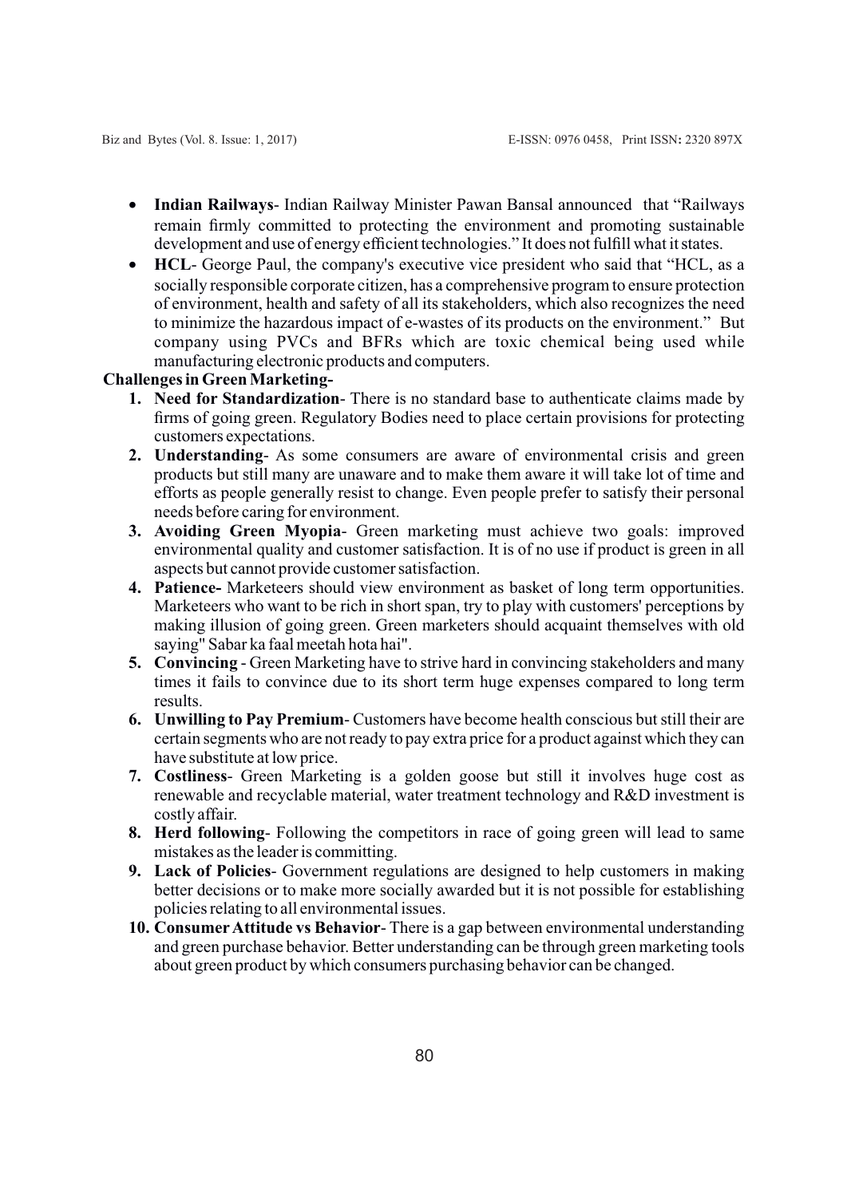- **Indian Railways**- Indian Railway Minister Pawan Bansal announced that "Railways remain firmly committed to protecting the environment and promoting sustainable development and use of energy efficient technologies." It does not fulfill what it states.
- **HCL**- George Paul, the company's executive vice president who said that "HCL, as a socially responsible corporate citizen, has a comprehensive program to ensure protection of environment, health and safety of all its stakeholders, which also recognizes the need to minimize the hazardous impact of e-wastes of its products on the environment." But company using PVCs and BFRs which are toxic chemical being used while manufacturing electronic products and computers.

**Challenges in Green Marketing-**

1. **Need for Standardization**- There is no standard base to authenticate claims made by firms of going green. Regulatory Bodies need to place certain provisions for protecting customers expectations.
2. **Understanding**- As some consumers are aware of environmental crisis and green products but still many are unaware and to make them aware it will take lot of time and efforts as people generally resist to change. Even people prefer to satisfy their personal needs before caring for environment.
3. **Avoiding Green Myopia**- Green marketing must achieve two goals: improved environmental quality and customer satisfaction. It is of no use if product is green in all aspects but cannot provide customer satisfaction.
4. **Patience-** Marketeers should view environment as basket of long term opportunities. Marketeers who want to be rich in short span, try to play with customers' perceptions by making illusion of going green. Green marketers should acquaint themselves with old saying" Sabar ka faal meetah hota hai".
5. **Convincing** - Green Marketing have to strive hard in convincing stakeholders and many times it fails to convince due to its short term huge expenses compared to long term results.
6. **Unwilling to Pay Premium**- Customers have become health conscious but still their are certain segments who are not ready to pay extra price for a product against which they can have substitute at low price.
7. **Costliness**- Green Marketing is a golden goose but still it involves huge cost as renewable and recyclable material, water treatment technology and R&D investment is costly affair.
8. **Herd following**- Following the competitors in race of going green will lead to same mistakes as the leader is committing.
9. **Lack of Policies**- Government regulations are designed to help customers in making better decisions or to make more socially awarded but it is not possible for establishing policies relating to all environmental issues.
10. **Consumer Attitude vs Behavior**- There is a gap between environmental understanding and green purchase behavior. Better understanding can be through green marketing tools about green product by which consumers purchasing behavior can be changed.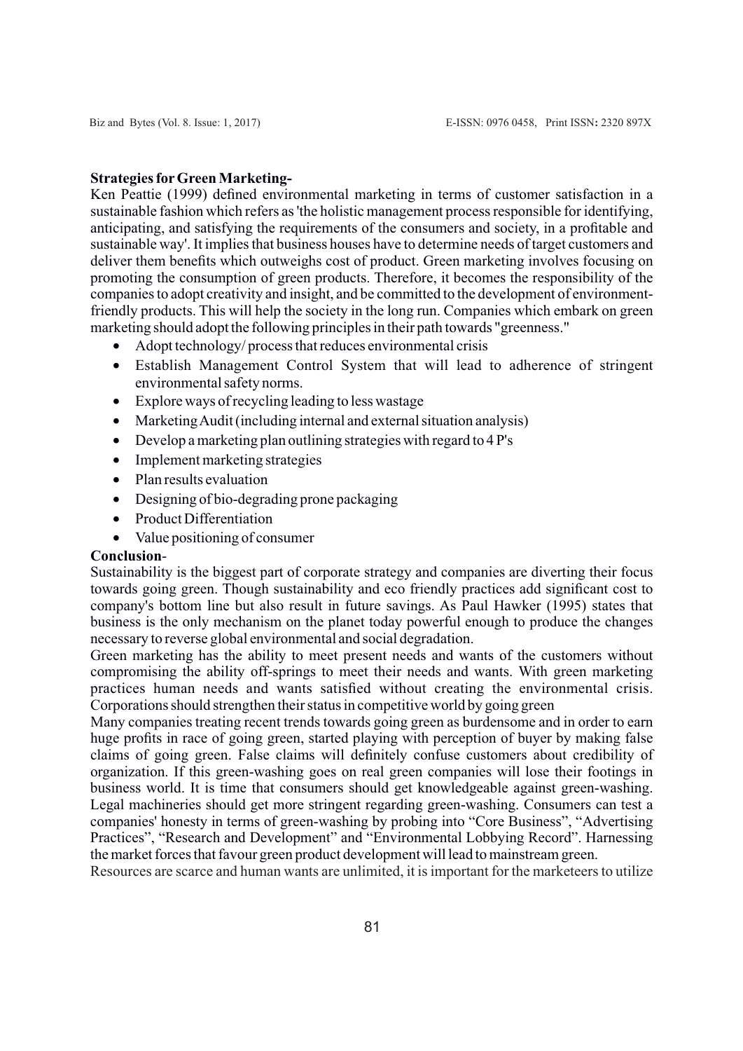**Strategies for Green Marketing-**

Ken Peattie (1999) defined environmental marketing in terms of customer satisfaction in a sustainable fashion which refers as 'the holistic management process responsible for identifying, anticipating, and satisfying the requirements of the consumers and society, in a profitable and sustainable way'. It implies that business houses have to determine needs of target customers and deliver them benefits which outweighs cost of product. Green marketing involves focusing on promoting the consumption of green products. Therefore, it becomes the responsibility of the companies to adopt creativity and insight, and be committed to the development of environment-friendly products. This will help the society in the long run. Companies which embark on green marketing should adopt the following principles in their path towards "greenness."

- Adopt technology/ process that reduces environmental crisis
- Establish Management Control System that will lead to adherence of stringent environmental safety norms.
- Explore ways of recycling leading to less wastage
- Marketing Audit (including internal and external situation analysis)
- Develop a marketing plan outlining strategies with regard to 4 P's
- Implement marketing strategies
- Plan results evaluation
- Designing of bio-degrading prone packaging
- Product Differentiation
- Value positioning of consumer

**Conclusion-**

Sustainability is the biggest part of corporate strategy and companies are diverting their focus towards going green. Though sustainability and eco friendly practices add significant cost to company's bottom line but also result in future savings. As Paul Hawker (1995) states that business is the only mechanism on the planet today powerful enough to produce the changes necessary to reverse global environmental and social degradation.

Green marketing has the ability to meet present needs and wants of the customers without compromising the ability off-springs to meet their needs and wants. With green marketing practices human needs and wants satisfied without creating the environmental crisis. Corporations should strengthen their status in competitive world by going green

Many companies treating recent trends towards going green as burdensome and in order to earn huge profits in race of going green, started playing with perception of buyer by making false claims of going green. False claims will definitely confuse customers about credibility of organization. If this green-washing goes on real green companies will lose their footings in business world. It is time that consumers should get knowledgeable against green-washing. Legal machineries should get more stringent regarding green-washing. Consumers can test a companies' honesty in terms of green-washing by probing into "Core Business", "Advertising Practices", "Research and Development" and "Environmental Lobbying Record". Harnessing the market forces that favour green product development will lead to mainstream green.

Resources are scarce and human wants are unlimited, it is important for the marketeers to utilize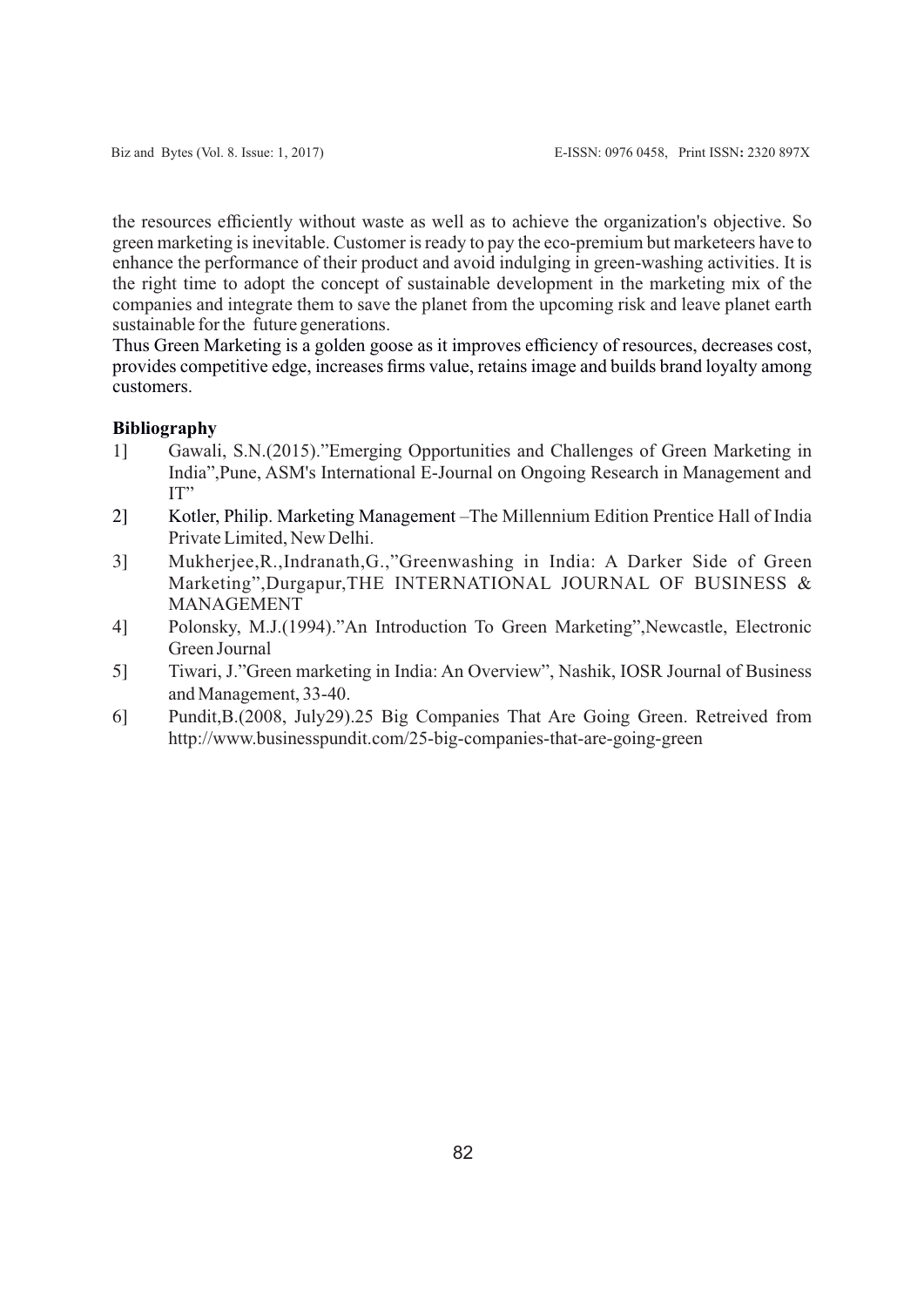the resources efficiently without waste as well as to achieve the organization's objective. So green marketing is inevitable. Customer is ready to pay the eco-premium but marketeers have to enhance the performance of their product and avoid indulging in green-washing activities. It is the right time to adopt the concept of sustainable development in the marketing mix of the companies and integrate them to save the planet from the upcoming risk and leave planet earth sustainable for the future generations.

Thus Green Marketing is a golden goose as it improves efficiency of resources, decreases cost, provides competitive edge, increases firms value, retains image and builds brand loyalty among customers.

**Bibliography**

1] Gawali, S.N.(2015).”Emerging Opportunities and Challenges of Green Marketing in India”,Pune, ASM's International E-Journal on Ongoing Research in Management and IT”

2] Kotler, Philip. Marketing Management –The Millennium Edition Prentice Hall of India Private Limited, New Delhi.

3] Mukherjee,R.,Indranath,G.,”Greenwashing in India: A Darker Side of Green Marketing”,Durgapur,THE INTERNATIONAL JOURNAL OF BUSINESS & MANAGEMENT

4] Polonsky, M.J.(1994).”An Introduction To Green Marketing”,Newcastle, Electronic Green Journal

5] Tiwari, J.”Green marketing in India: An Overview”, Nashik, IOSR Journal of Business and Management, 33-40.

6] Pundit,B.(2008, July29).25 Big Companies That Are Going Green. Retreived from http://www.businesspundit.com/25-big-companies-that-are-going-green